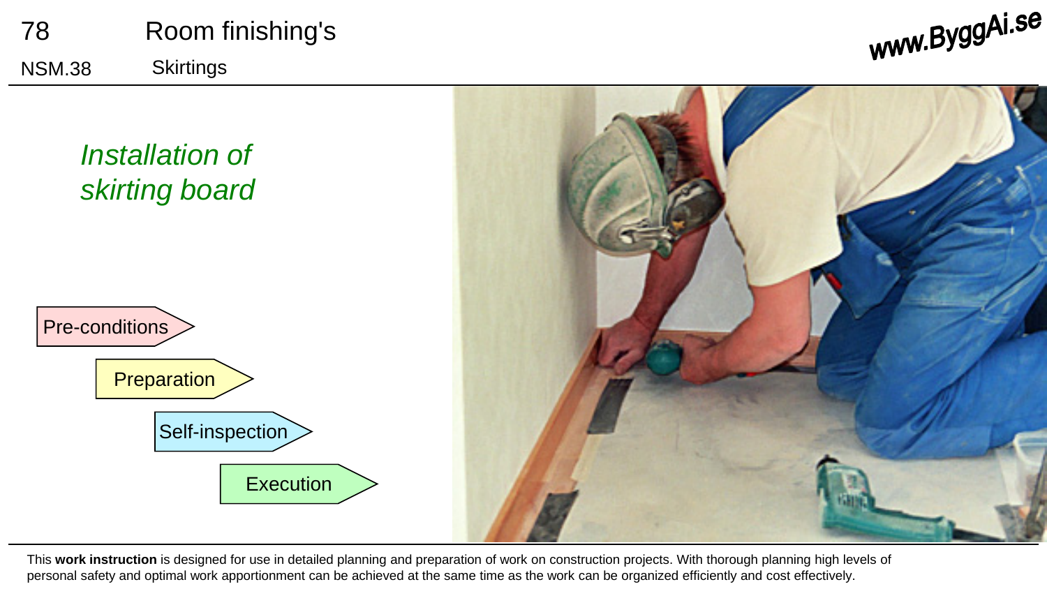# 78 Room finishing's

## NSM.38 Skirtings

*Installation of skirting board*

- Pre-conditions
- Preparation
- Self-inspection
- Execution

This **work instruction** is designed for use in detailed planning and preparation of work on construction projects. With thorough planning high levels of personal safety and optimal work apportionment can be achieved at the same time as the work can be organized efficiently and cost effectively.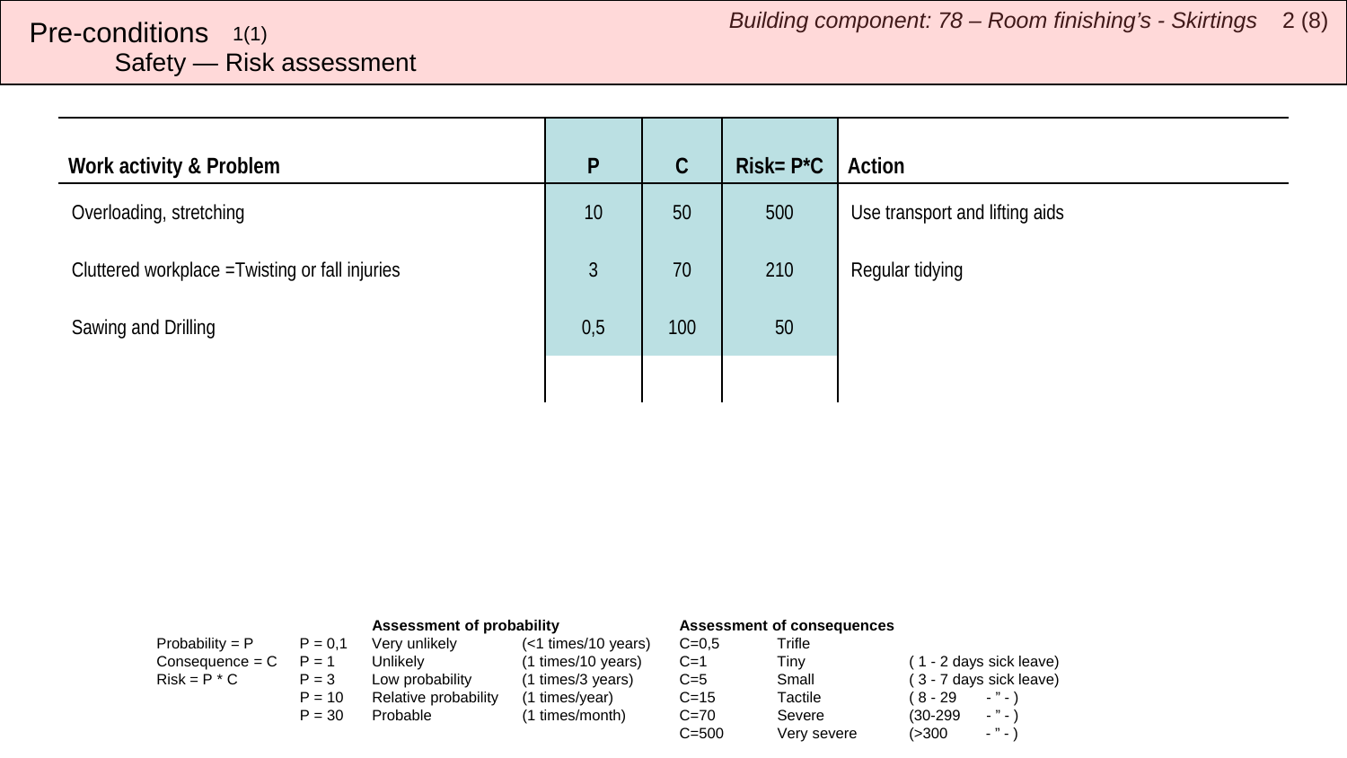# Pre-conditions 1(1)

## Safety — Risk assessment

| Work activity & Problem | P | C | Risk= P*C | Action |
|---|---|---|---|---|
| Overloading, stretching | 10 | 50 | 500 | Use transport and lifting aids |
| Cluttered workplace =Twisting or fall injuries | 3 | 70 | 210 | Regular tidying |
| Sawing and Drilling | 0,5 | 100 | 50 | |
| | | | | |

| | | Assessment of probability | | Assessment of consequences | | | |
|---|---|---|---|---|---|---|---|
| Probability = P | P = 0,1 | Very unlikely | (<1 times/10 years) | C=0,5 | Trifle | | |
| Consequence = C | P = 1 | Unlikely | (1 times/10 years) | C=1 | Tiny | ( 1 - 2 days sick leave) | |
| Risk = P * C | P = 3 | Low probability | (1 times/3 years) | C=5 | Small | ( 3 - 7 days sick leave) | |
| | P = 10 | Relative probability | (1 times/year) | C=15 | Tactile | ( 8 - 29 | - " - ) |
| | P = 30 | Probable | (1 times/month) | C=70 | Severe | (30-299 | - " - ) |
| | | | | C=500 | Very severe | (>300 | - " - ) |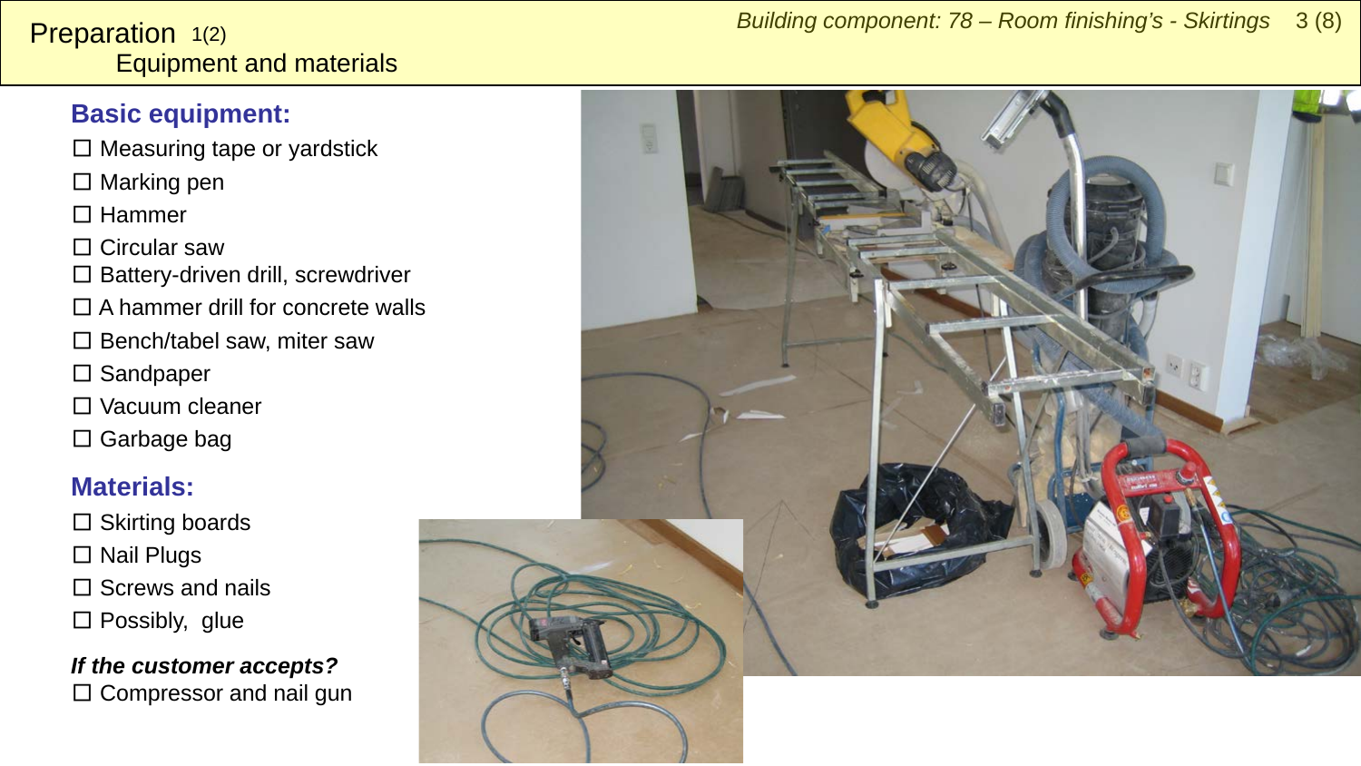# Preparation 1(2)

## Equipment and materials

### Basic equipment:

- ☐ Measuring tape or yardstick
- ☐ Marking pen
- ☐ Hammer
- ☐ Circular saw
- ☐ Battery-driven drill, screwdriver
- ☐ A hammer drill for concrete walls
- ☐ Bench/tabel saw, miter saw
- ☐ Sandpaper
- ☐ Vacuum cleaner
- ☐ Garbage bag

### Materials:

- ☐ Skirting boards
- ☐ Nail Plugs
- ☐ Screws and nails
- ☐ Possibly, glue

***If the customer accepts?***

- ☐ Compressor and nail gun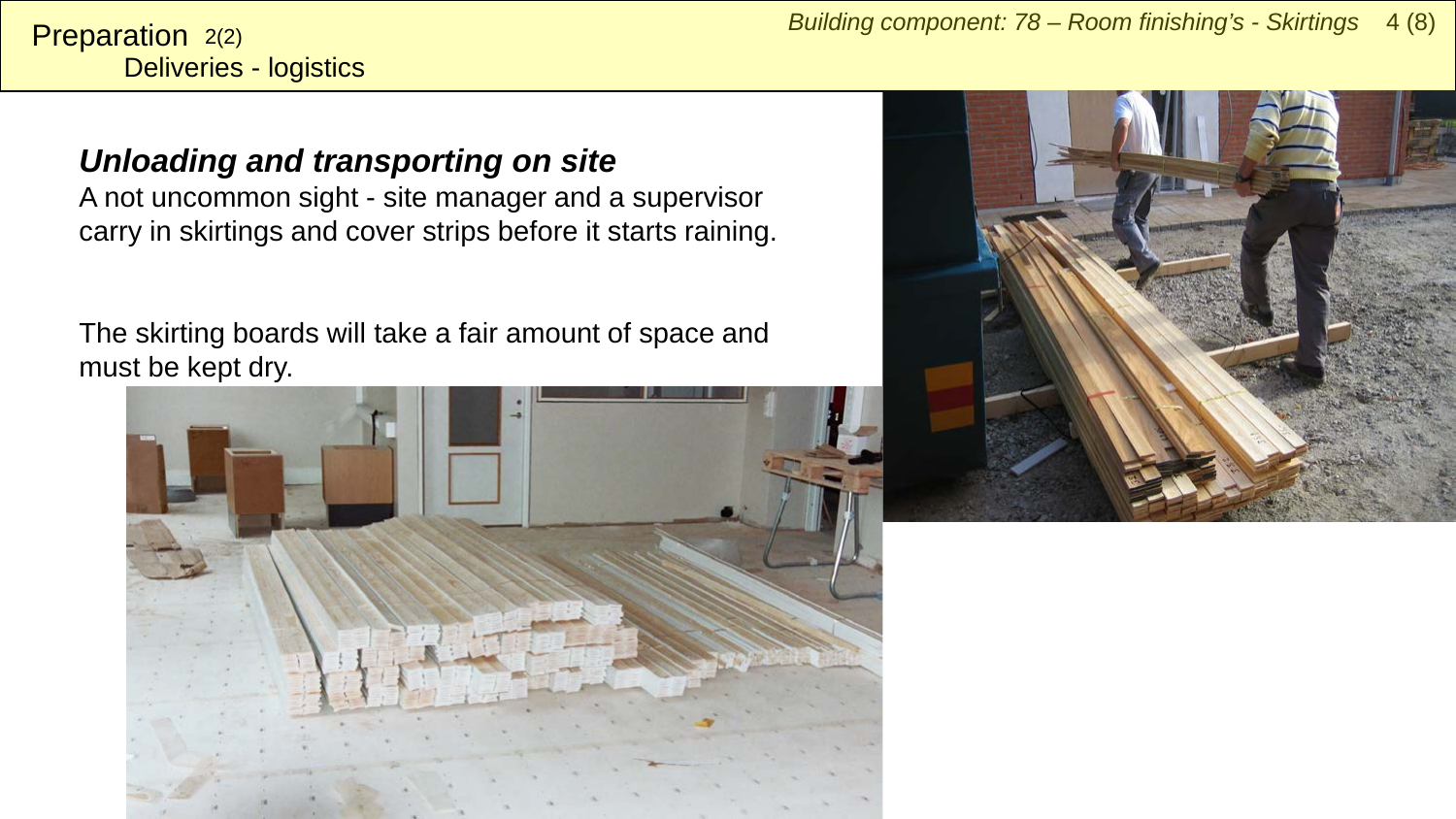# Preparation 2(2)
## Deliveries - logistics

### *Unloading and transporting on site*

A not uncommon sight - site manager and a supervisor carry in skirtings and cover strips before it starts raining.

The skirting boards will take a fair amount of space and must be kept dry.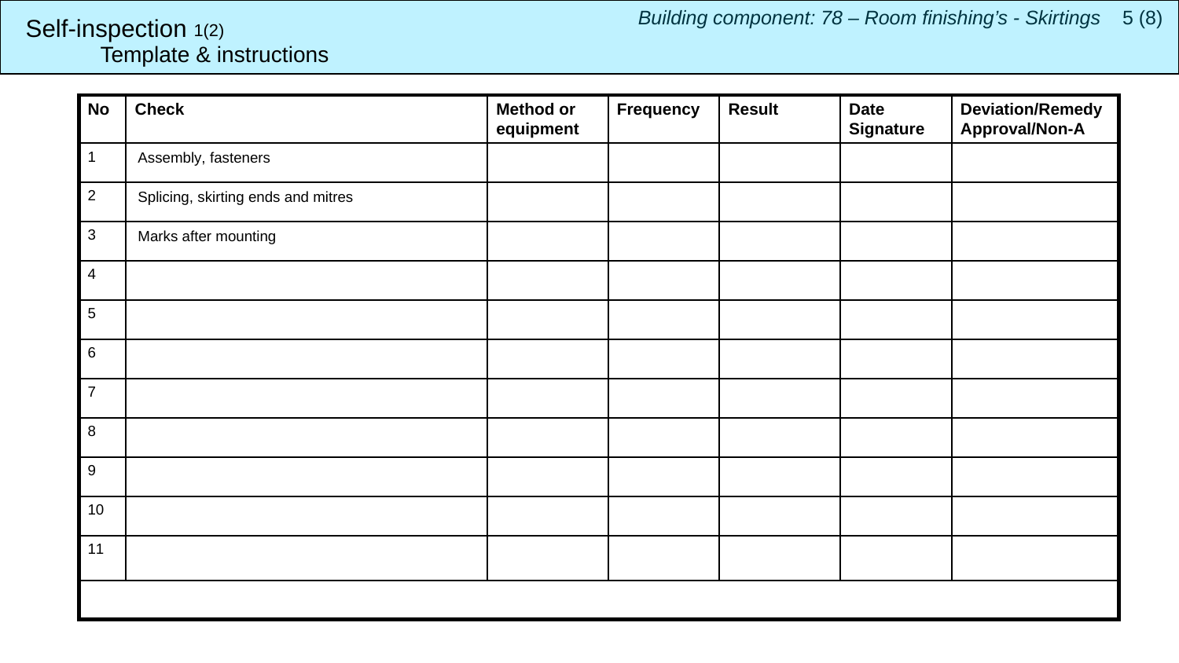# Self-inspection 1(2)

## Template & instructions

*Building component: 78 – Room finishing's - Skirtings*

| No | Check | Method or equipment | Frequency | Result | Date Signature | Deviation/Remedy Approval/Non-A |
|---|---|---|---|---|---|---|
| 1 | Assembly, fasteners | | | | | |
| 2 | Splicing, skirting ends and mitres | | | | | |
| 3 | Marks after mounting | | | | | |
| 4 | | | | | | |
| 5 | | | | | | |
| 6 | | | | | | |
| 7 | | | | | | |
| 8 | | | | | | |
| 9 | | | | | | |
| 10 | | | | | | |
| 11 | | | | | | |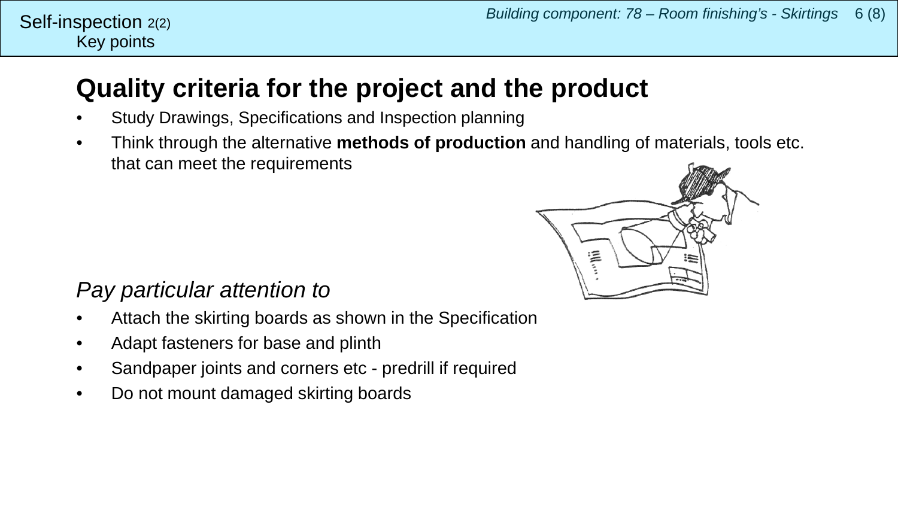Self-inspection 2(2)
Key points

# Quality criteria for the project and the product

- Study Drawings, Specifications and Inspection planning
- Think through the alternative **methods of production** and handling of materials, tools etc. that can meet the requirements

*Pay particular attention to*

- Attach the skirting boards as shown in the Specification
- Adapt fasteners for base and plinth
- Sandpaper joints and corners etc - predrill if required
- Do not mount damaged skirting boards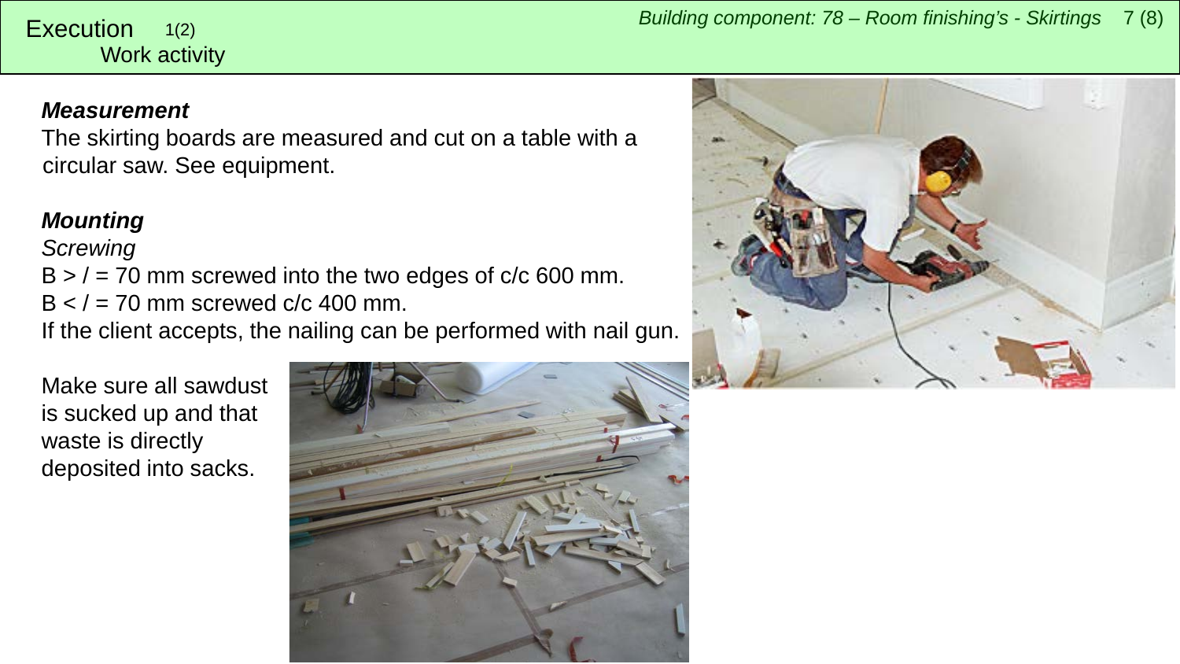# Execution 1(2)

## Work activity

**_Measurement_**

The skirting boards are measured and cut on a table with a circular saw. See equipment.

**_Mounting_**

*Screwing*

B > / = 70 mm screwed into the two edges of c/c 600 mm.

B < / = 70 mm screwed c/c 400 mm.

If the client accepts, the nailing can be performed with nail gun.

Make sure all sawdust is sucked up and that waste is directly deposited into sacks.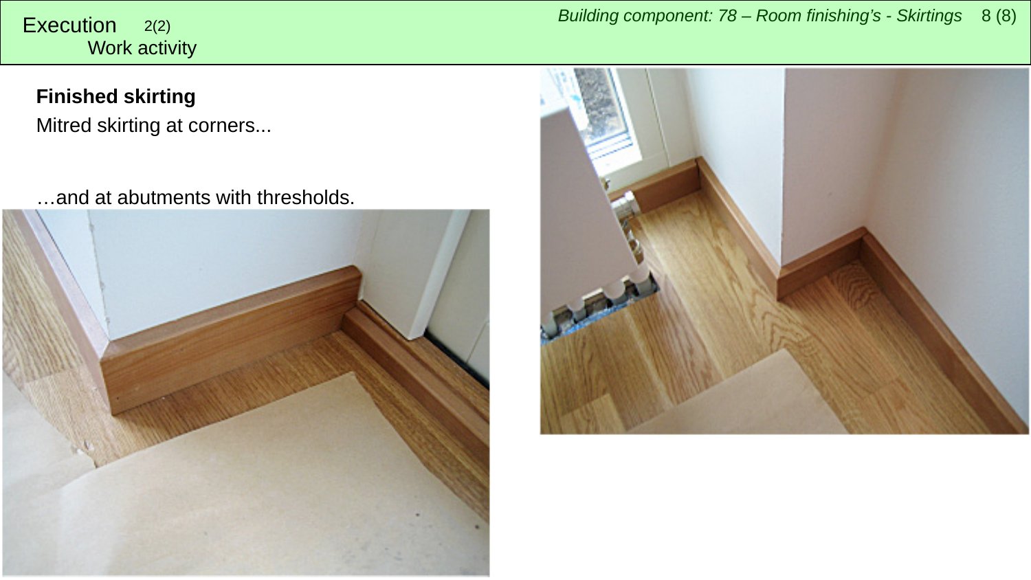# Execution 2(2)

Work activity

**Finished skirting**

Mitred skirting at corners...

…and at abutments with thresholds.